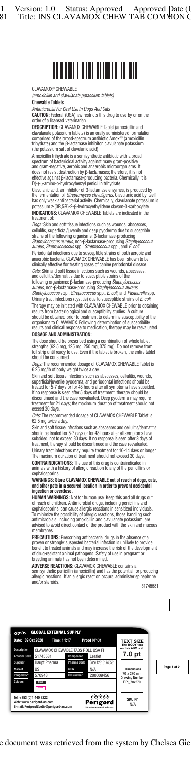CLAVAMOX® CHEWABLE

*(amoxicillin and clavulanate potassium tablets)*

**Chewable Tablets**

*Antimicrobial For Oral Use In Dogs And Cats*

**CAUTION:** Federal (USA) law restricts this drug to use by or on the order of a licensed veterinarian.

**DESCRIPTION:** CLAVAMOX CHEWABLE Tablet (amoxicillin and clavulanate potassium tablets) is an orally administered formulation comprised of the broad-spectrum antibiotic Amoxi® (amoxicillin trihydrate) and the β-lactamase inhibitor, clavulanate potassium (the potassium salt of clavulanic acid).

Amoxicillin trihydrate is a semisynthetic antibiotic with a broad spectrum of bactericidal activity against many gram-positive and gram-negative, aerobic and anaerobic microorganisms. It does not resist destruction by β-lactamases; therefore, it is not effective against β-lactamase-producing bacteria. Chemically, it is D(-)-α-amino-p-hydroxybenzyl penicillin trihydrate.

Clavulanic acid, an inhibitor of β-lactamase enzymes, is produced by the fermentation of *Streptomyces clavuligerus*. Clavulanic acid by itself has only weak antibacterial activity. Chemically, clavulanate potassium is potassium z-(3R,5R)-2-β-hydroxyethylidene clavam-3-carboxylate.

**INDICATIONS:** CLAVAMOX CHEWABLE Tablets are indicated in the treatment of:

*Dogs:* Skin and soft tissue infections such as wounds, abscesses, cellulitis, superficial/juvenile and deep pyoderma due to susceptible strains of the following organisms: β-lactamase-producing *Staphylococcus aureus*, non-β-lactamase-producing *Staphylococcus aureus*, *Staphylococcus* spp., *Streptococcus* spp., and *E. coli*.

Periodontal infections due to susceptible strains of both aerobic and anaerobic bacteria. CLAVAMOX CHEWABLE has been shown to be clinically effective for treating cases of canine periodontal disease.

*Cats:* Skin and soft tissue infections such as wounds, abscesses, and cellulitis/dermatitis due to susceptible strains of the following organisms: β-lactamase-producing *Staphylococcus aureus*, non-β-lactamase-producing *Staphylococcus aureus*, *Staphylococcus* spp., *Streptococcus* spp., *E. coli*, and *Pasteurella* spp.

Urinary tract infections (cystitis) due to susceptible strains of *E. coli*.

Therapy may be initiated with CLAVAMOX CHEWABLE prior to obtaining results from bacteriological and susceptibility studies. A culture should be obtained prior to treatment to determine susceptibility of the organisms to CLAVAMOX. Following determination of susceptibility results and clinical response to medication, therapy may be reevaluated.

**DOSAGE AND ADMINISTRATION:**

The dose should be prescribed using a combination of whole tablet strengths (62.5 mg, 125 mg, 250 mg, 375 mg). Do not remove from foil strip until ready to use. Even if the tablet is broken, the entire tablet should be consumed.

*Dogs:* The recommended dosage of CLAVAMOX CHEWABLE Tablet is 6.25 mg/lb of body weight twice a day.

Skin and soft tissue infections such as abscesses, cellulitis, wounds, superficial/juvenile pyoderma, and periodontal infections should be treated for 5-7 days or for 48 hours after all symptoms have subsided. If no response is seen after 5 days of treatment, therapy should be discontinued and the case reevaluated. Deep pyoderma may require treatment for 21 days; the maximum duration of treatment should not exceed 30 days.

*Cats:* The recommended dosage of CLAVAMOX CHEWABLE Tablet is 62.5 mg twice a day.

Skin and soft tissue infections such as abscesses and cellulitis/dermatitis should be treated for 5-7 days or for 48 hours after all symptoms have subsided, not to exceed 30 days. If no response is seen after 3 days of treatment, therapy should be discontinued and the case reevaluated.

Urinary tract infections may require treatment for 10-14 days or longer. The maximum duration of treatment should not exceed 30 days.

**CONTRAINDICATIONS:** The use of this drug is contraindicated in animals with a history of allergic reaction to any of the penicillins or cephalosporins.

**WARNINGS: Store CLAVAMOX CHEWABLE out of reach of dogs, cats, and other pets in a secured location in order to prevent accidental ingestion or overdose.**

**HUMAN WARNINGS:** Not for human use. Keep this and all drugs out of reach of children. Antimicrobial drugs, including penicillins and cephalosporins, can cause allergic reactions in sensitized individuals. To minimize the possibility of allergic reactions, those handling such antimicrobials, including amoxicillin and clavulanate potassium, are advised to avoid direct contact of the product with the skin and mucous membranes.

**PRECAUTIONS:** Prescribing antibacterial drugs in the absence of a proven or strongly suspected bacterial infection is unlikely to provide benefit to treated animals and may increase the risk of the development of drug-resistant animal pathogens. Safety of use in pregnant or breeding animals has not been determined.

**ADVERSE REACTIONS:** CLAVAMOX CHEWABLE contains a semisynthetic penicillin (amoxicillin) and has the potential for producing allergic reactions. If an allergic reaction occurs, administer epinephrine and/or steroids.

51745581

| zoetis GLOBAL EXTERNAL SUPPLY | | | | |
|---|---|---|---|---|
| Date: 09 Oct 2020 | Time: 11:17 | Proof Nº 01 | | TEXT SIZE The BODY text on this A/W is at: 7.0 pt |
| Description | CLAVAMOX CHEWABLE TABS ROLL USA FI | | | |
| Artwork Code | 51745581 | Component | Leaflet | |
| Supplier | Haupt Pharma | Pharma Code | Code 128: 51745581 | |
| Market | US | GTIN | N/A | Dimensions 70 x 270 mm |
| Perigord Nº | 570948 | CR Number | 200009456 | Drawing Number FIPI_70x270 |
| Colours | Black, Profile | | | |
| Tel: +353 (0)1 440 3222 Web: www.perigord-as.com E-mail: PerigordZoetis@perigord-as.com | | Perigord life science artwork solutions | | SKU Nº N/A |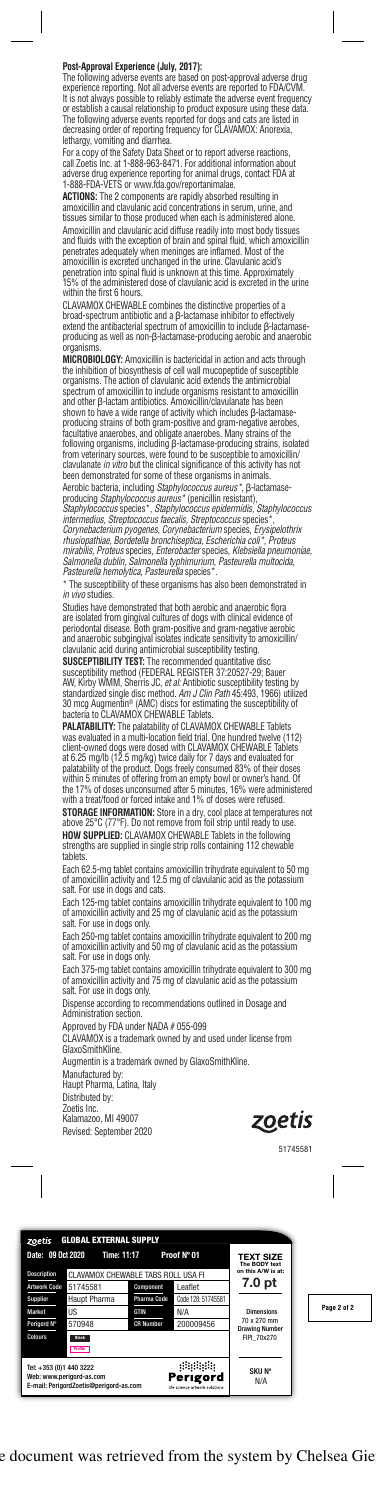**Post-Approval Experience (July, 2017):**
The following adverse events are based on post-approval adverse drug experience reporting. Not all adverse events are reported to FDA/CVM. It is not always possible to reliably estimate the adverse event frequency or establish a causal relationship to product exposure using these data. The following adverse events reported for dogs and cats are listed in decreasing order of reporting frequency for CLAVAMOX: Anorexia, lethargy, vomiting and diarrhea.

For a copy of the Safety Data Sheet or to report adverse reactions, call Zoetis Inc. at 1-888-963-8471. For additional information about adverse drug experience reporting for animal drugs, contact FDA at 1-888-FDA-VETS or www.fda.gov/reportanimalae.

**ACTIONS:** The 2 components are rapidly absorbed resulting in amoxicillin and clavulanic acid concentrations in serum, urine, and tissues similar to those produced when each is administered alone. Amoxicillin and clavulanic acid diffuse readily into most body tissues and fluids with the exception of brain and spinal fluid, which amoxicillin penetrates adequately when meninges are inflamed. Most of the amoxicillin is excreted unchanged in the urine. Clavulanic acid's penetration into spinal fluid is unknown at this time. Approximately 15% of the administered dose of clavulanic acid is excreted in the urine within the first 6 hours.

CLAVAMOX CHEWABLE combines the distinctive properties of a broad-spectrum antibiotic and a β-lactamase inhibitor to effectively extend the antibacterial spectrum of amoxicillin to include β-lactamase-producing as well as non-β-lactamase-producing aerobic and anaerobic organisms.

**MICROBIOLOGY:** Amoxicillin is bactericidal in action and acts through the inhibition of biosynthesis of cell wall mucopeptide of susceptible organisms. The action of clavulanic acid extends the antimicrobial spectrum of amoxicillin to include organisms resistant to amoxicillin and other β-lactam antibiotics. Amoxicillin/clavulanate has been shown to have a wide range of activity which includes β-lactamase-producing strains of both gram-positive and gram-negative aerobes, facultative anaerobes, and obligate anaerobes. Many strains of the following organisms, including β-lactamase-producing strains, isolated from veterinary sources, were found to be susceptible to amoxicillin/clavulanate *in vitro* but the clinical significance of this activity has not been demonstrated for some of these organisms in animals.

Aerobic bacteria, including *Staphylococcus aureus*\*, β-lactamase-producing *Staphylococcus aureus*\* (penicillin resistant), *Staphylococcus* species\*, *Staphylococcus epidermidis*, *Staphylococcus intermedius*, *Streptococcus faecalis*, *Streptococcus* species\*, *Corynebacterium pyogenes*, *Corynebacterium* species, *Erysipelothrix rhusiopathiae*, *Bordetella bronchiseptica*, *Escherichia coli*\*, *Proteus mirabilis*, *Proteus* species, *Enterobacter* species, *Klebsiella pneumoniae*, *Salmonella dublin*, *Salmonella typhimurium*, *Pasteurella multocida*, *Pasteurella hemolytica*, *Pasteurella* species\*.

\* The susceptibility of these organisms has also been demonstrated in *in vivo* studies.

Studies have demonstrated that both aerobic and anaerobic flora are isolated from gingival cultures of dogs with clinical evidence of periodontal disease. Both gram-positive and gram-negative aerobic and anaerobic subgingival isolates indicate sensitivity to amoxicillin/clavulanic acid during antimicrobial susceptibility testing.

**SUSCEPTIBILITY TEST:** The recommended quantitative disc susceptibility method (FEDERAL REGISTER 37:20527-29; Bauer AW, Kirby WMM, Sherris JC, *et al*: Antibiotic susceptibility testing by standardized single disc method. *Am J Clin Path* 45:493, 1966) utilized 30 mcg Augmentin® (AMC) discs for estimating the susceptibility of bacteria to CLAVAMOX CHEWABLE Tablets.

**PALATABILITY:** The palatability of CLAVAMOX CHEWABLE Tablets was evaluated in a multi-location field trial. One hundred twelve (112) client-owned dogs were dosed with CLAVAMOX CHEWABLE Tablets at 6.25 mg/lb (12.5 mg/kg) twice daily for 7 days and evaluated for palatability of the product. Dogs freely consumed 83% of their doses within 5 minutes of offering from an empty bowl or owner's hand. Of the 17% of doses unconsumed after 5 minutes, 16% were administered with a treat/food or forced intake and 1% of doses were refused.

**STORAGE INFORMATION:** Store in a dry, cool place at temperatures not above 25°C (77°F). Do not remove from foil strip until ready to use.

**HOW SUPPLIED:** CLAVAMOX CHEWABLE Tablets in the following strengths are supplied in single strip rolls containing 112 chewable tablets.

Each 62.5-mg tablet contains amoxicillin trihydrate equivalent to 50 mg of amoxicillin activity and 12.5 mg of clavulanic acid as the potassium salt. For use in dogs and cats.

Each 125-mg tablet contains amoxicillin trihydrate equivalent to 100 mg of amoxicillin activity and 25 mg of clavulanic acid as the potassium salt. For use in dogs only.

Each 250-mg tablet contains amoxicillin trihydrate equivalent to 200 mg of amoxicillin activity and 50 mg of clavulanic acid as the potassium salt. For use in dogs only.

Each 375-mg tablet contains amoxicillin trihydrate equivalent to 300 mg of amoxicillin activity and 75 mg of clavulanic acid as the potassium salt. For use in dogs only.

Dispense according to recommendations outlined in Dosage and Administration section.

Approved by FDA under NADA # 055-099

CLAVAMOX is a trademark owned by and used under license from GlaxoSmithKline.

Augmentin is a trademark owned by GlaxoSmithKline.

Manufactured by:
Haupt Pharma, Latina, Italy

Distributed by:
Zoetis Inc.
Kalamazoo, MI 49007

Revised: September 2020

zoetis

51745581

zoetis GLOBAL EXTERNAL SUPPLY

| Date: 09 Oct 2020 | Time: 11:17 | Proof Nº 01 | | TEXT SIZE |
|---|---|---|---|---|
| Description | CLAVAMOX CHEWABLE TABS ROLL USA FI | | | The BODY text on this A/W is at: 7.0 pt |
| Artwork Code | 51745581 | Component | Leaflet | |
| Supplier | Haupt Pharma | Pharma Code | Code 128: 51745581 | |
| Market | US | GTIN | N/A | Dimensions 70 x 270 mm |
| Perigord Nº | 570948 | CR Number | 200009456 | Drawing Number FIPI_70x270 |
| Colours | Black / Profile | | | |

Tel: +353 (0)1 440 3222
Web: www.perigord-as.com
E-mail: PerigordZoetis@perigord-as.com

Perigord — life science artwork solutions

SKU Nº N/A

Page 2 of 2